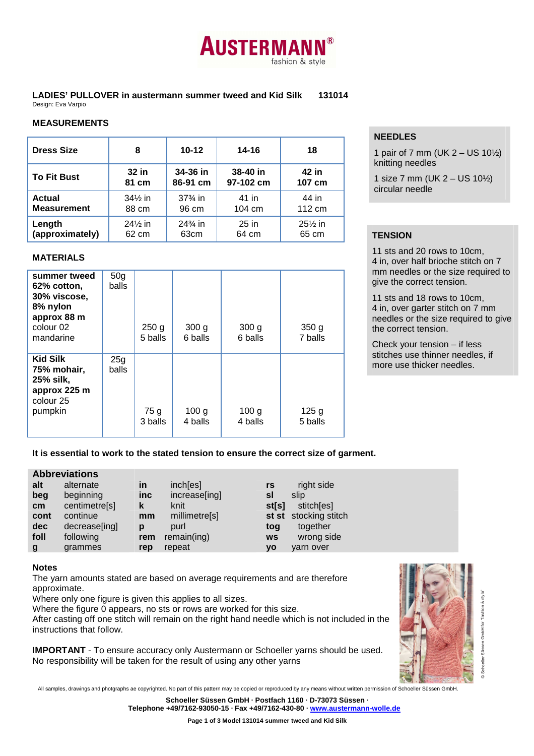# AUSTERMANN®
fashion & style

**LADIES' PULLOVER in austermann summer tweed and Kid Silk 131014**
Design: Eva Varpio

## MEASUREMENTS

| Dress Size | 8 | 10-12 | 14-16 | 18 |
|---|---|---|---|---|
| **To Fit Bust** | **32 in 81 cm** | **34-36 in 86-91 cm** | **38-40 in 97-102 cm** | **42 in 107 cm** |
| **Actual Measurement** | 34½ in 88 cm | 37¾ in 96 cm | 41 in 104 cm | 44 in 112 cm |
| **Length (approximately)** | 24½ in 62 cm | 24¾ in 63cm | 25 in 64 cm | 25½ in 65 cm |

## MATERIALS

| | | | | | |
|---|---|---|---|---|---|
| **summer tweed 62% cotton, 30% viscose, 8% nylon approx 88 m** colour 02 mandarine | 50g balls | 250 g 5 balls | 300 g 6 balls | 300 g 6 balls | 350 g 7 balls |
| **Kid Silk 75% mohair, 25% silk, approx 225 m** colour 25 pumpkin | 25g balls | 75 g 3 balls | 100 g 4 balls | 100 g 4 balls | 125 g 5 balls |

## NEEDLES

1 pair of 7 mm (UK 2 – US 10½) knitting needles

1 size 7 mm (UK 2 – US 10½) circular needle

## TENSION

11 sts and 20 rows to 10cm, 4 in, over half brioche stitch on 7 mm needles or the size required to give the correct tension.

11 sts and 18 rows to 10cm, 4 in, over garter stitch on 7 mm needles or the size required to give the correct tension.

Check your tension – if less stitches use thinner needles, if more use thicker needles.

**It is essential to work to the stated tension to ensure the correct size of garment.**

## Abbreviations

| | | | | | |
|---|---|---|---|---|---|
| **alt** | alternate | **in** | inch[es] | **rs** | right side |
| **beg** | beginning | **inc** | increase[ing] | **sl** | slip |
| **cm** | centimetre[s] | **k** | knit | **st[s]** | stitch[es] |
| **cont** | continue | **mm** | millimetre[s] | **st st** | stocking stitch |
| **dec** | decrease[ing] | **p** | purl | **tog** | together |
| **foll** | following | **rem** | remain(ing) | **ws** | wrong side |
| **g** | grammes | **rep** | repeat | **yo** | yarn over |

**Notes**
The yarn amounts stated are based on average requirements and are therefore approximate.
Where only one figure is given this applies to all sizes.
Where the figure 0 appears, no sts or rows are worked for this size.
After casting off one stitch will remain on the right hand needle which is not included in the instructions that follow.

**IMPORTANT** - To ensure accuracy only Austermann or Schoeller yarns should be used. No responsibility will be taken for the result of using any other yarns

© Schoeller Süssen GmbH for "fashion & style"

All samples, drawings and photgraphs ae copyrighted. No part of this pattern may be copied or reproduced by any means without written permission of Schoeller Süssen GmbH.

**Schoeller Süssen GmbH · Postfach 1160 · D-73073 Süssen ·**
**Telephone +49/7162-93050-15 · Fax +49/7162-430-80 · www.austermann-wolle.de**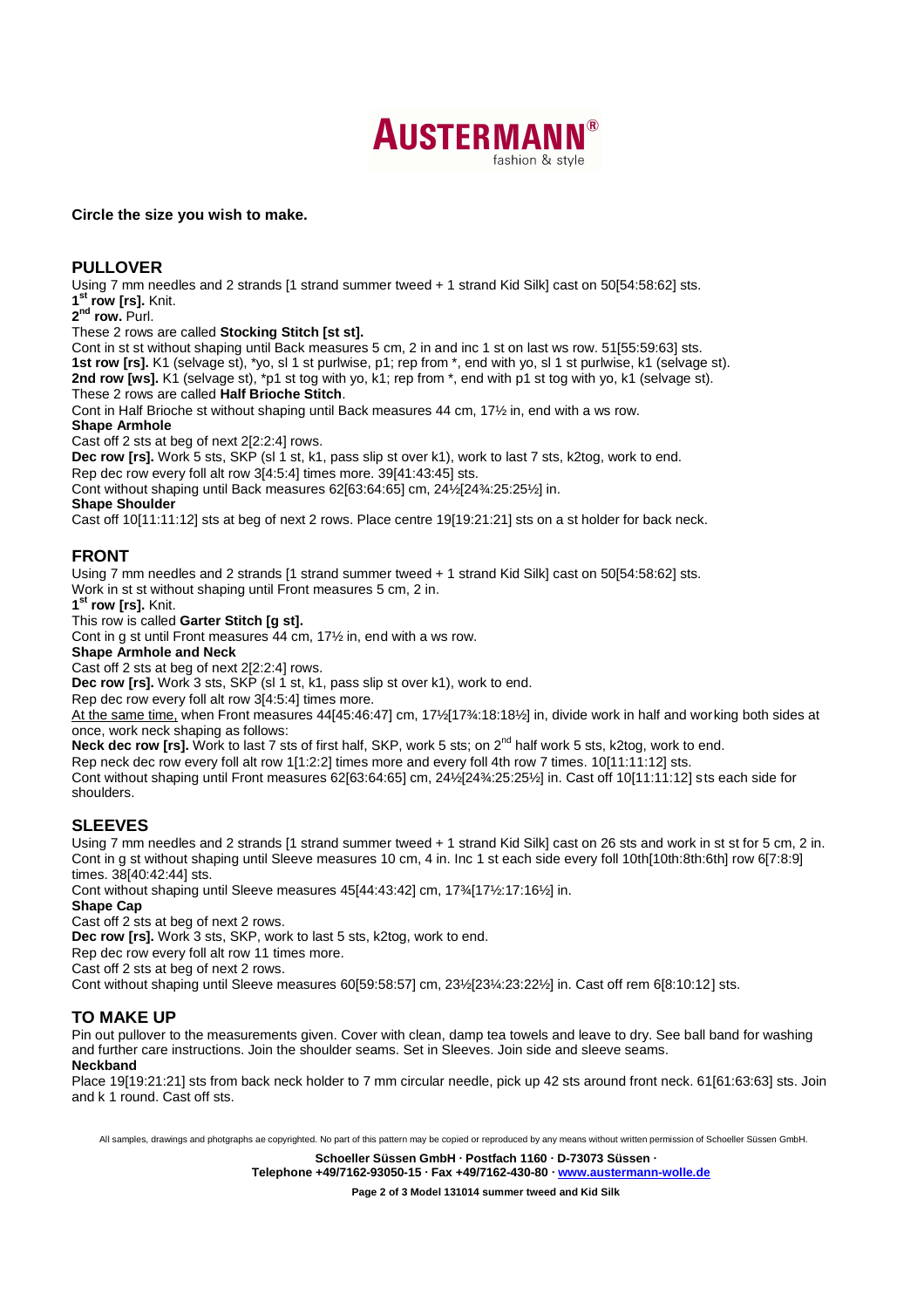**Circle the size you wish to make.**

## PULLOVER

Using 7 mm needles and 2 strands [1 strand summer tweed + 1 strand Kid Silk] cast on 50[54:58:62] sts.

**1st row [rs].** Knit.

**2nd row.** Purl.

These 2 rows are called **Stocking Stitch [st st].**

Cont in st st without shaping until Back measures 5 cm, 2 in and inc 1 st on last ws row. 51[55:59:63] sts.

**1st row [rs].** K1 (selvage st), *yo, sl 1 st purlwise, p1; rep from *, end with yo, sl 1 st purlwise, k1 (selvage st).

**2nd row [ws].** K1 (selvage st), *p1 st tog with yo, k1; rep from *, end with p1 st tog with yo, k1 (selvage st).

These 2 rows are called **Half Brioche Stitch**.

Cont in Half Brioche st without shaping until Back measures 44 cm, 17½ in, end with a ws row.

**Shape Armhole**

Cast off 2 sts at beg of next 2[2:2:4] rows.

**Dec row [rs].** Work 5 sts, SKP (sl 1 st, k1, pass slip st over k1), work to last 7 sts, k2tog, work to end.

Rep dec row every foll alt row 3[4:5:4] times more. 39[41:43:45] sts.

Cont without shaping until Back measures 62[63:64:65] cm, 24½[24¾:25:25½] in.

**Shape Shoulder**

Cast off 10[11:11:12] sts at beg of next 2 rows. Place centre 19[19:21:21] sts on a st holder for back neck.

## FRONT

Using 7 mm needles and 2 strands [1 strand summer tweed + 1 strand Kid Silk] cast on 50[54:58:62] sts.

Work in st st without shaping until Front measures 5 cm, 2 in.

**1st row [rs].** Knit.

This row is called **Garter Stitch [g st].**

Cont in g st until Front measures 44 cm, 17½ in, end with a ws row.

**Shape Armhole and Neck**

Cast off 2 sts at beg of next 2[2:2:4] rows.

**Dec row [rs].** Work 3 sts, SKP (sl 1 st, k1, pass slip st over k1), work to end.

Rep dec row every foll alt row 3[4:5:4] times more.

At the same time, when Front measures 44[45:46:47] cm, 17½[17¾:18:18½] in, divide work in half and working both sides at once, work neck shaping as follows:

**Neck dec row [rs].** Work to last 7 sts of first half, SKP, work 5 sts; on 2nd half work 5 sts, k2tog, work to end.

Rep neck dec row every foll alt row 1[1:2:2] times more and every foll 4th row 7 times. 10[11:11:12] sts.

Cont without shaping until Front measures 62[63:64:65] cm, 24½[24¾:25:25½] in. Cast off 10[11:11:12] sts each side for shoulders.

## SLEEVES

Using 7 mm needles and 2 strands [1 strand summer tweed + 1 strand Kid Silk] cast on 26 sts and work in st st for 5 cm, 2 in.

Cont in g st without shaping until Sleeve measures 10 cm, 4 in. Inc 1 st each side every foll 10th[10th:8th:6th] row 6[7:8:9] times. 38[40:42:44] sts.

Cont without shaping until Sleeve measures 45[44:43:42] cm, 17¾[17½:17:16½] in.

**Shape Cap**

Cast off 2 sts at beg of next 2 rows.

**Dec row [rs].** Work 3 sts, SKP, work to last 5 sts, k2tog, work to end.

Rep dec row every foll alt row 11 times more.

Cast off 2 sts at beg of next 2 rows.

Cont without shaping until Sleeve measures 60[59:58:57] cm, 23½[23¼:23:22½] in. Cast off rem 6[8:10:12] sts.

## TO MAKE UP

Pin out pullover to the measurements given. Cover with clean, damp tea towels and leave to dry. See ball band for washing and further care instructions. Join the shoulder seams. Set in Sleeves. Join side and sleeve seams.

**Neckband**

Place 19[19:21:21] sts from back neck holder to 7 mm circular needle, pick up 42 sts around front neck. 61[61:63:63] sts. Join and k 1 round. Cast off sts.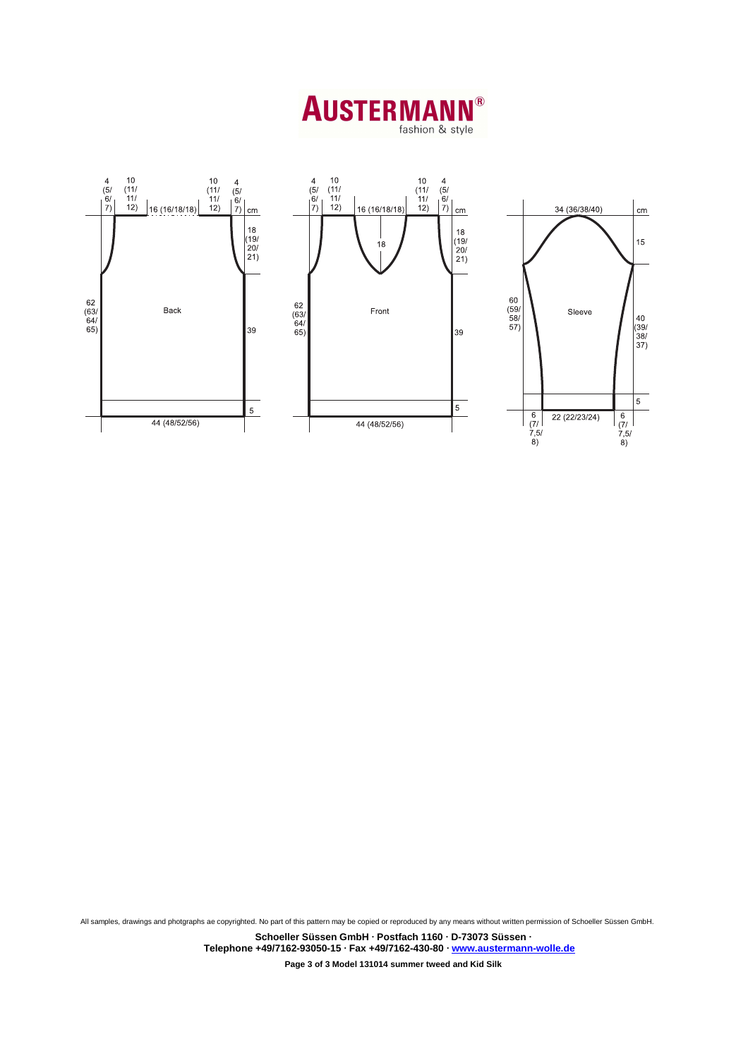AUSTERMANN®
fashion & style

4 (5/ 6/ 7)
10 (11/ 11/ 12)
16 (16/18/18)
10 (11/ 11/ 12)
4 (5/ 6/ 7)
cm
18 (19/ 20/ 21)
62 (63/ 64/ 65)
Back
39
5
44 (48/52/56)

4 (5/ 6/ 7)
10 (11/ 11/ 12)
16 (16/18/18)
10 (11/ 11/ 12)
4 (5/ 6/ 7)
cm
18
18 (19/ 20/ 21)
62 (63/ 64/ 65)
Front
39
5
44 (48/52/56)

34 (36/38/40)
cm
15
60 (59/ 58/ 57)
Sleeve
40 (39/ 38/ 37)
5
6 (7/ 7,5/ 8)
22 (22/23/24)
6 (7/ 7,5/ 8)

All samples, drawings and photgraphs ae copyrighted. No part of this pattern may be copied or reproduced by any means without written permission of Schoeller Süssen GmbH.

**Schoeller Süssen GmbH · Postfach 1160 · D-73073 Süssen ·**
**Telephone +49/7162-93050-15 · Fax +49/7162-430-80 · www.austermann-wolle.de**

**Page 3 of 3 Model 131014 summer tweed and Kid Silk**